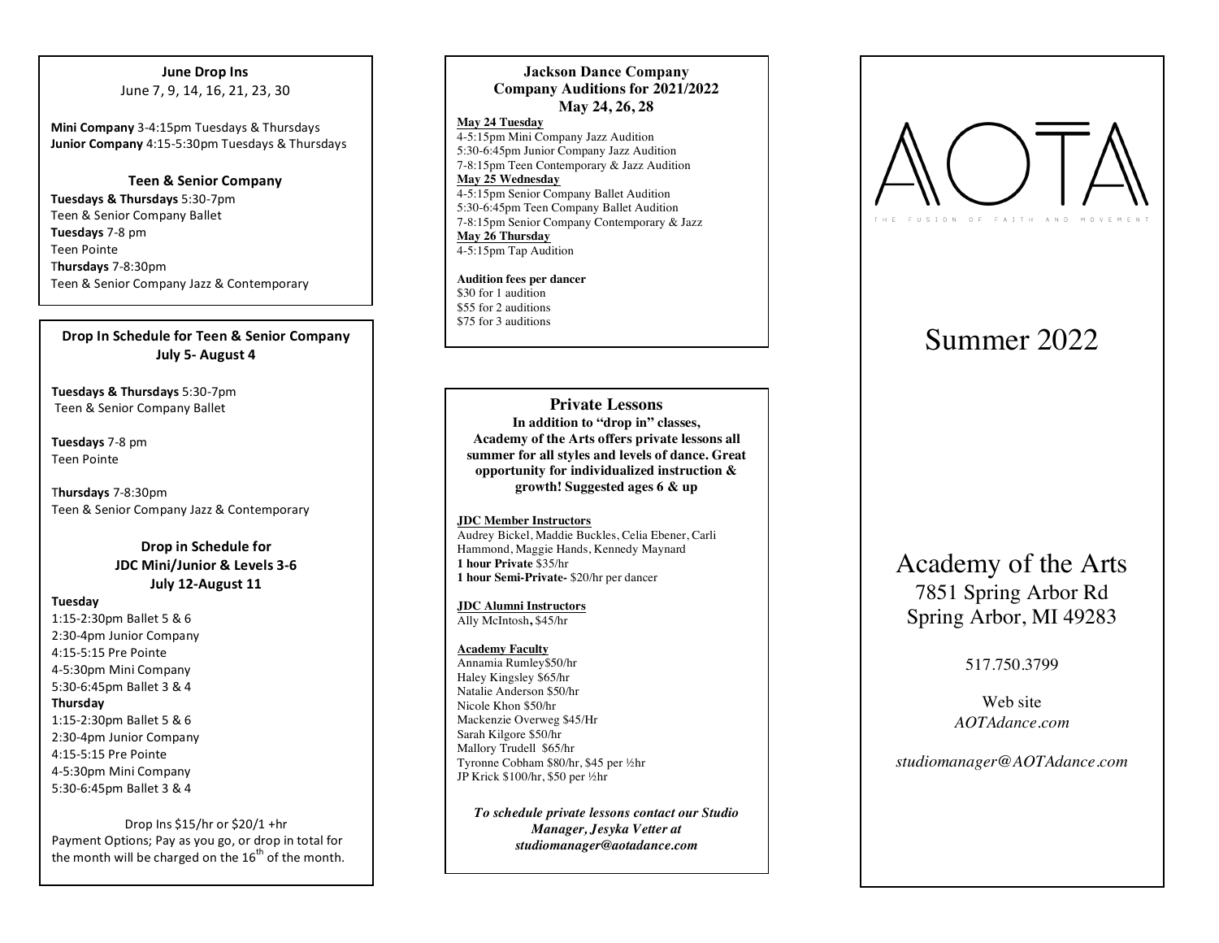**June Drop Ins**

June 7, 9, 14, 16, 21, 23, 30

**Mini Company** 3-4:15pm Tuesdays & Thursdays
**Junior Company** 4:15-5:30pm Tuesdays & Thursdays

**Teen & Senior Company**

**Tuesdays & Thursdays** 5:30-7pm
Teen & Senior Company Ballet
**Tuesdays** 7-8 pm
Teen Pointe
**Thursdays** 7-8:30pm
Teen & Senior Company Jazz & Contemporary

**Drop In Schedule for Teen & Senior Company July 5- August 4**

**Tuesdays & Thursdays** 5:30-7pm
Teen & Senior Company Ballet

**Tuesdays** 7-8 pm
Teen Pointe

**Thursdays** 7-8:30pm
Teen & Senior Company Jazz & Contemporary

**Drop in Schedule for JDC Mini/Junior & Levels 3-6 July 12-August 11**

**Tuesday**
1:15-2:30pm Ballet 5 & 6
2:30-4pm Junior Company
4:15-5:15 Pre Pointe
4-5:30pm Mini Company
5:30-6:45pm Ballet 3 & 4
**Thursday**
1:15-2:30pm Ballet 5 & 6
2:30-4pm Junior Company
4:15-5:15 Pre Pointe
4-5:30pm Mini Company
5:30-6:45pm Ballet 3 & 4

Drop Ins $15/hr or $20/1 +hr
Payment Options; Pay as you go, or drop in total for the month will be charged on the 16th of the month.

**Jackson Dance Company**
**Company Auditions for 2021/2022**
**May 24, 26, 28**

**May 24 Tuesday**
4-5:15pm Mini Company Jazz Audition
5:30-6:45pm Junior Company Jazz Audition
7-8:15pm Teen Contemporary & Jazz Audition
**May 25 Wednesday**
4-5:15pm Senior Company Ballet Audition
5:30-6:45pm Teen Company Ballet Audition
7-8:15pm Senior Company Contemporary & Jazz
**May 26 Thursday**
4-5:15pm Tap Audition

**Audition fees per dancer**
$30 for 1 audition
$55 for 2 auditions
$75 for 3 auditions

**Private Lessons**

**In addition to "drop in" classes, Academy of the Arts offers private lessons all summer for all styles and levels of dance. Great opportunity for individualized instruction & growth! Suggested ages 6 & up**

**JDC Member Instructors**
Audrey Bickel, Maddie Buckles, Celia Ebener, Carli Hammond, Maggie Hands, Kennedy Maynard
**1 hour Private** $35/hr
**1 hour Semi-Private-** $20/hr per dancer

**JDC Alumni Instructors**
Ally McIntosh, $45/hr

**Academy Faculty**
Annamia Rumley$50/hr
Haley Kingsley $65/hr
Natalie Anderson $50/hr
Nicole Khon $50/hr
Mackenzie Overweg $45/Hr
Sarah Kilgore $50/hr
Mallory Trudell $65/hr
Tyronne Cobham $80/hr, $45 per ½hr
JP Krick $100/hr, $50 per ½hr

***To schedule private lessons contact our Studio Manager, Jesyka Vetter at studiomanager@aotadance.com***

# AOTA

THE FUSION OF FAITH AND MOVEMENT

## Summer 2022

## Academy of the Arts

7851 Spring Arbor Rd
Spring Arbor, MI 49283

517.750.3799

Web site
*AOTAdance.com*

*studiomanager@AOTAdance.com*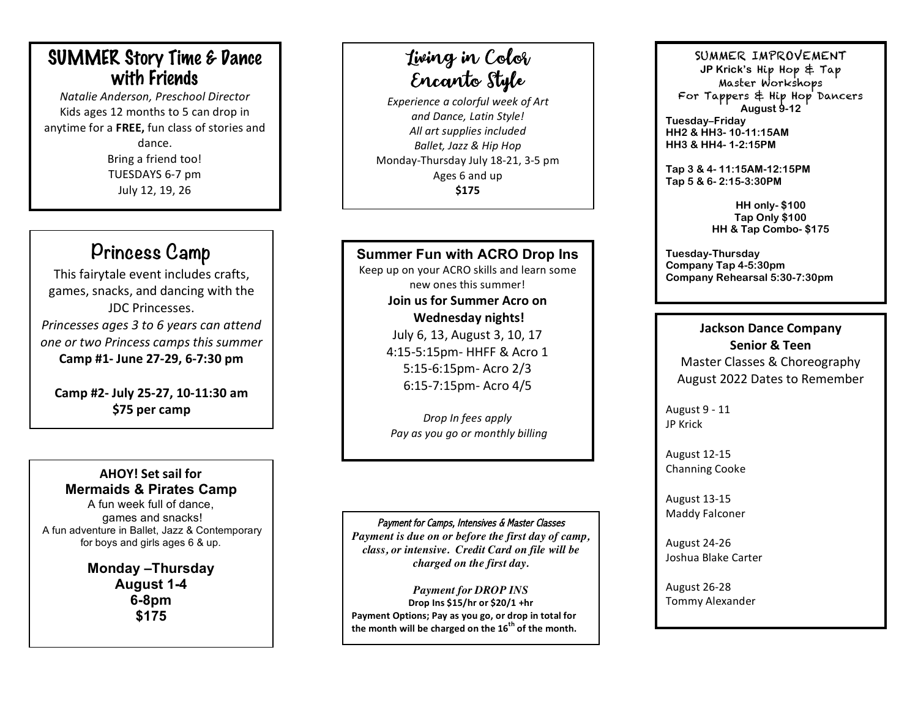## SUMMER Story Time & Dance with Friends

*Natalie Anderson, Preschool Director*

Kids ages 12 months to 5 can drop in anytime for a **FREE,** fun class of stories and dance.

Bring a friend too!

TUESDAYS 6-7 pm

July 12, 19, 26

## Princess Camp

This fairytale event includes crafts, games, snacks, and dancing with the JDC Princesses.

*Princesses ages 3 to 6 years can attend one or two Princess camps this summer*

**Camp #1- June 27-29, 6-7:30 pm**

**Camp #2- July 25-27, 10-11:30 am**

**$75 per camp**

## AHOY! Set sail for Mermaids & Pirates Camp

A fun week full of dance, games and snacks!

A fun adventure in Ballet, Jazz & Contemporary for boys and girls ages 6 & up.

**Monday –Thursday**

**August 1-4**

**6-8pm**

**$175**

## Living in Color Encanto Style

*Experience a colorful week of Art and Dance, Latin Style!*

*All art supplies included*

*Ballet, Jazz & Hip Hop*

Monday-Thursday July 18-21, 3-5 pm

Ages 6 and up

**$175**

## Summer Fun with ACRO Drop Ins

Keep up on your ACRO skills and learn some new ones this summer!

**Join us for Summer Acro on Wednesday nights!**

July 6, 13, August 3, 10, 17

4:15-5:15pm- HHFF & Acro 1

5:15-6:15pm- Acro 2/3

6:15-7:15pm- Acro 4/5

*Drop In fees apply*

*Pay as you go or monthly billing*

*Payment for Camps, Intensives & Master Classes*

***Payment is due on or before the first day of camp, class, or intensive. Credit Card on file will be charged on the first day.***

*Payment for DROP INS*

**Drop Ins $15/hr or $20/1 +hr**

**Payment Options; Pay as you go, or drop in total for the month will be charged on the 16th of the month.**

## SUMMER IMPROVEMENT

**JP Krick's Hip Hop & Tap Master Workshops For Tappers & Hip Hop Dancers**

**August 9-12**

**Tuesday–Friday**

**HH2 & HH3- 10-11:15AM**

**HH3 & HH4- 1-2:15PM**

**Tap 3 & 4- 11:15AM-12:15PM**

**Tap 5 & 6- 2:15-3:30PM**

**HH only- $100**

**Tap Only $100**

**HH & Tap Combo- $175**

**Tuesday-Thursday**

**Company Tap 4-5:30pm**

**Company Rehearsal 5:30-7:30pm**

## Jackson Dance Company Senior & Teen

Master Classes & Choreography

August 2022 Dates to Remember

August 9 - 11
JP Krick

August 12-15
Channing Cooke

August 13-15
Maddy Falconer

August 24-26
Joshua Blake Carter

August 26-28
Tommy Alexander